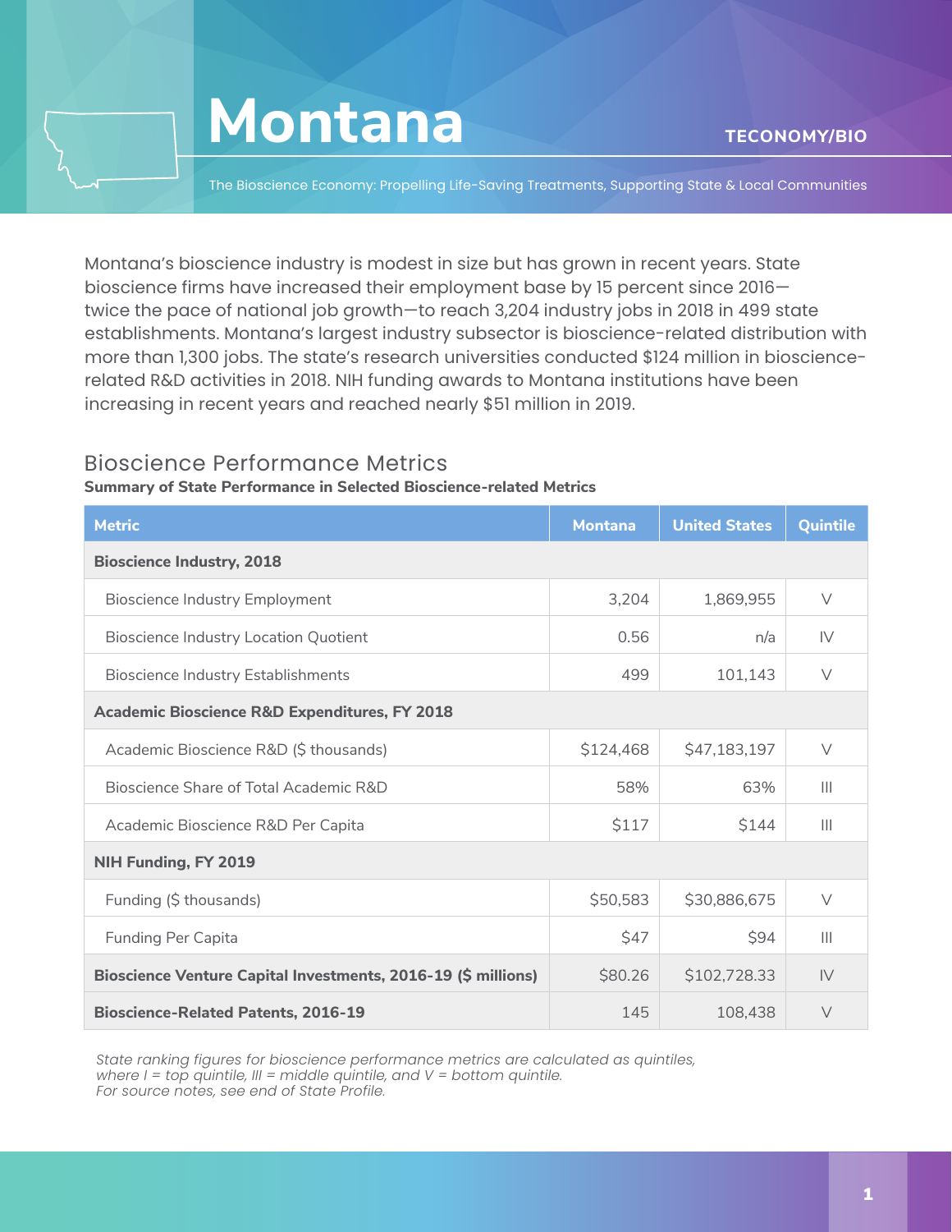# Montana

**TECONOMY/BIO**

The Bioscience Economy: Propelling Life-Saving Treatments, Supporting State & Local Communities

Montana's bioscience industry is modest in size but has grown in recent years. State bioscience firms have increased their employment base by 15 percent since 2016—twice the pace of national job growth—to reach 3,204 industry jobs in 2018 in 499 state establishments. Montana's largest industry subsector is bioscience-related distribution with more than 1,300 jobs. The state's research universities conducted $124 million in bioscience-related R&D activities in 2018. NIH funding awards to Montana institutions have been increasing in recent years and reached nearly $51 million in 2019.

## Bioscience Performance Metrics

**Summary of State Performance in Selected Bioscience-related Metrics**

| Metric | Montana | United States | Quintile |
|---|---|---|---|
| **Bioscience Industry, 2018** | | | |
| Bioscience Industry Employment | 3,204 | 1,869,955 | V |
| Bioscience Industry Location Quotient | 0.56 | n/a | IV |
| Bioscience Industry Establishments | 499 | 101,143 | V |
| **Academic Bioscience R&D Expenditures, FY 2018** | | | |
| Academic Bioscience R&D ($ thousands) | $124,468 | $47,183,197 | V |
| Bioscience Share of Total Academic R&D | 58% | 63% | III |
| Academic Bioscience R&D Per Capita | $117 | $144 | III |
| **NIH Funding, FY 2019** | | | |
| Funding ($ thousands) | $50,583 | $30,886,675 | V |
| Funding Per Capita | $47 | $94 | III |
| **Bioscience Venture Capital Investments, 2016-19 ($ millions)** | $80.26 | $102,728.33 | IV |
| **Bioscience-Related Patents, 2016-19** | 145 | 108,438 | V |

*State ranking figures for bioscience performance metrics are calculated as quintiles, where I = top quintile, III = middle quintile, and V = bottom quintile.*
*For source notes, see end of State Profile.*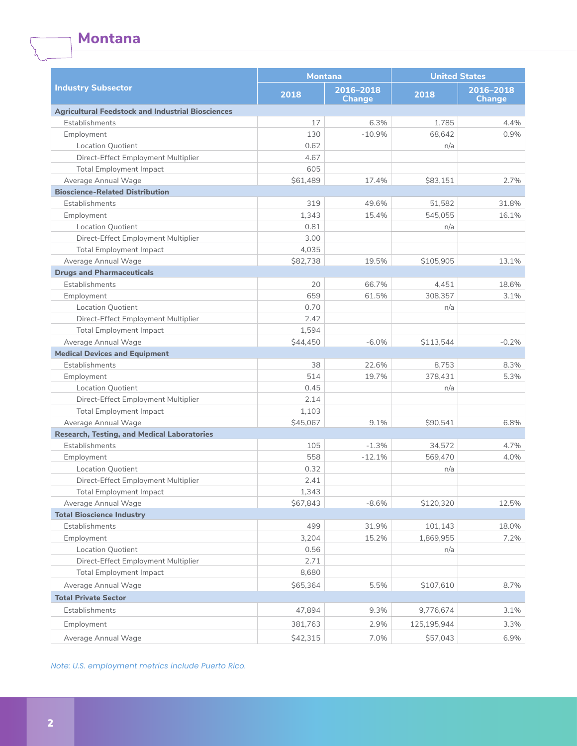# Montana

| Industry Subsector | Montana | | United States | |
|---|---|---|---|---|
| | 2018 | 2016–2018 Change | 2018 | 2016–2018 Change |
| **Agricultural Feedstock and Industrial Biosciences** | | | | |
| Establishments | 17 | 6.3% | 1,785 | 4.4% |
| Employment | 130 | -10.9% | 68,642 | 0.9% |
| Location Quotient | 0.62 | | n/a | |
| Direct-Effect Employment Multiplier | 4.67 | | | |
| Total Employment Impact | 605 | | | |
| Average Annual Wage | $61,489 | 17.4% | $83,151 | 2.7% |
| **Bioscience-Related Distribution** | | | | |
| Establishments | 319 | 49.6% | 51,582 | 31.8% |
| Employment | 1,343 | 15.4% | 545,055 | 16.1% |
| Location Quotient | 0.81 | | n/a | |
| Direct-Effect Employment Multiplier | 3.00 | | | |
| Total Employment Impact | 4,035 | | | |
| Average Annual Wage | $82,738 | 19.5% | $105,905 | 13.1% |
| **Drugs and Pharmaceuticals** | | | | |
| Establishments | 20 | 66.7% | 4,451 | 18.6% |
| Employment | 659 | 61.5% | 308,357 | 3.1% |
| Location Quotient | 0.70 | | n/a | |
| Direct-Effect Employment Multiplier | 2.42 | | | |
| Total Employment Impact | 1,594 | | | |
| Average Annual Wage | $44,450 | -6.0% | $113,544 | -0.2% |
| **Medical Devices and Equipment** | | | | |
| Establishments | 38 | 22.6% | 8,753 | 8.3% |
| Employment | 514 | 19.7% | 378,431 | 5.3% |
| Location Quotient | 0.45 | | n/a | |
| Direct-Effect Employment Multiplier | 2.14 | | | |
| Total Employment Impact | 1,103 | | | |
| Average Annual Wage | $45,067 | 9.1% | $90,541 | 6.8% |
| **Research, Testing, and Medical Laboratories** | | | | |
| Establishments | 105 | -1.3% | 34,572 | 4.7% |
| Employment | 558 | -12.1% | 569,470 | 4.0% |
| Location Quotient | 0.32 | | n/a | |
| Direct-Effect Employment Multiplier | 2.41 | | | |
| Total Employment Impact | 1,343 | | | |
| Average Annual Wage | $67,843 | -8.6% | $120,320 | 12.5% |
| **Total Bioscience Industry** | | | | |
| Establishments | 499 | 31.9% | 101,143 | 18.0% |
| Employment | 3,204 | 15.2% | 1,869,955 | 7.2% |
| Location Quotient | 0.56 | | n/a | |
| Direct-Effect Employment Multiplier | 2.71 | | | |
| Total Employment Impact | 8,680 | | | |
| Average Annual Wage | $65,364 | 5.5% | $107,610 | 8.7% |
| **Total Private Sector** | | | | |
| Establishments | 47,894 | 9.3% | 9,776,674 | 3.1% |
| Employment | 381,763 | 2.9% | 125,195,944 | 3.3% |
| Average Annual Wage | $42,315 | 7.0% | $57,043 | 6.9% |

*Note: U.S. employment metrics include Puerto Rico.*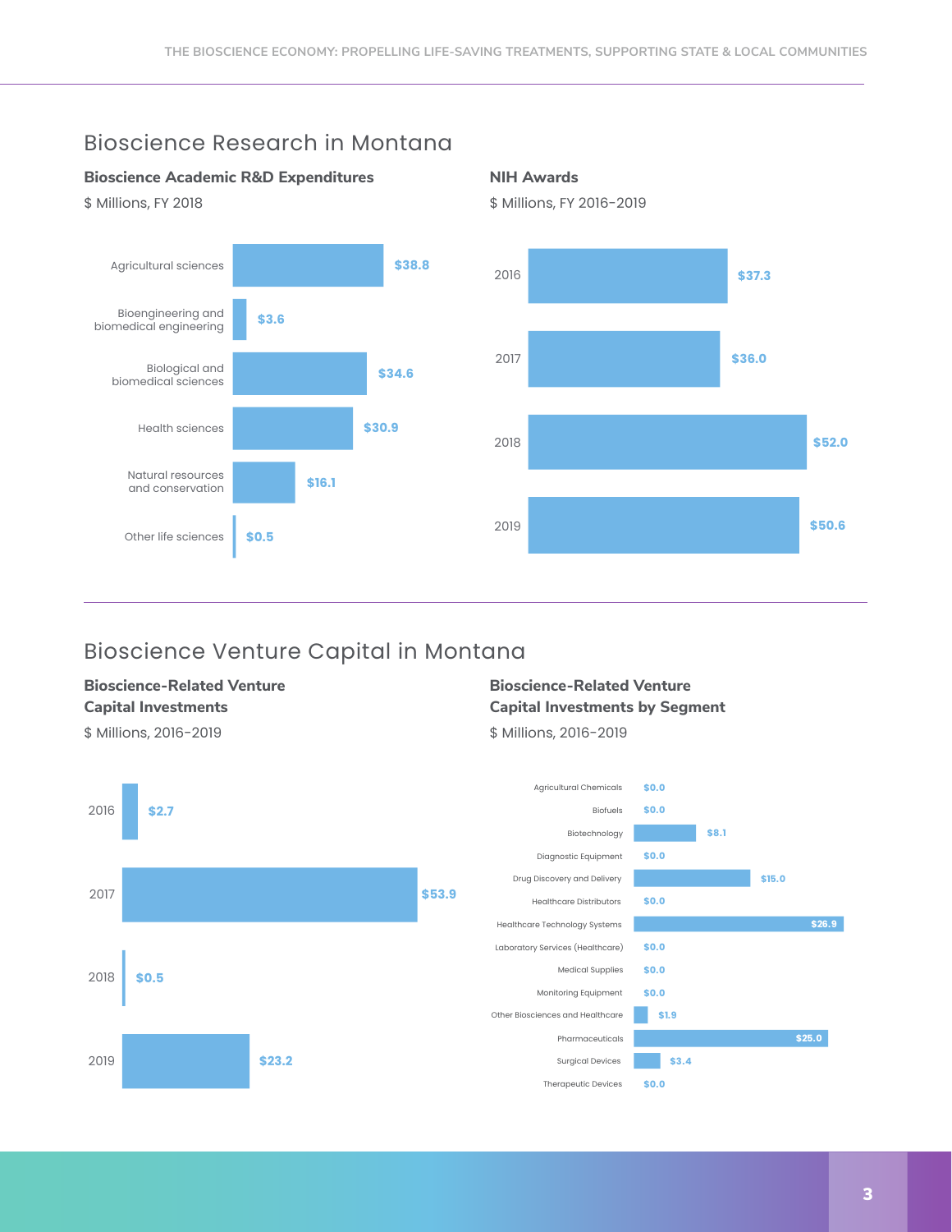## Bioscience Research in Montana

### Bioscience Academic R&D Expenditures

$ Millions, FY 2018

| Field | Expenditures |
|---|---|
| Agricultural sciences | $38.8 |
| Bioengineering and biomedical engineering | $3.6 |
| Biological and biomedical sciences | $34.6 |
| Health sciences | $30.9 |
| Natural resources and conservation | $16.1 |
| Other life sciences | $0.5 |

### NIH Awards

$ Millions, FY 2016-2019

| Year | Awards |
|---|---|
| 2016 | $37.3 |
| 2017 | $36.0 |
| 2018 | $52.0 |
| 2019 | $50.6 |

## Bioscience Venture Capital in Montana

### Bioscience-Related Venture Capital Investments

$ Millions, 2016-2019

| Year | Investments |
|---|---|
| 2016 | $2.7 |
| 2017 | $53.9 |
| 2018 | $0.5 |
| 2019 | $23.2 |

### Bioscience-Related Venture Capital Investments by Segment

$ Millions, 2016-2019

| Segment | Investments |
|---|---|
| Agricultural Chemicals | $0.0 |
| Biofuels | $0.0 |
| Biotechnology | $8.1 |
| Diagnostic Equipment | $0.0 |
| Drug Discovery and Delivery | $15.0 |
| Healthcare Distributors | $0.0 |
| Healthcare Technology Systems | $26.9 |
| Laboratory Services (Healthcare) | $0.0 |
| Medical Supplies | $0.0 |
| Monitoring Equipment | $0.0 |
| Other Biosciences and Healthcare | $1.9 |
| Pharmaceuticals | $25.0 |
| Surgical Devices | $3.4 |
| Therapeutic Devices | $0.0 |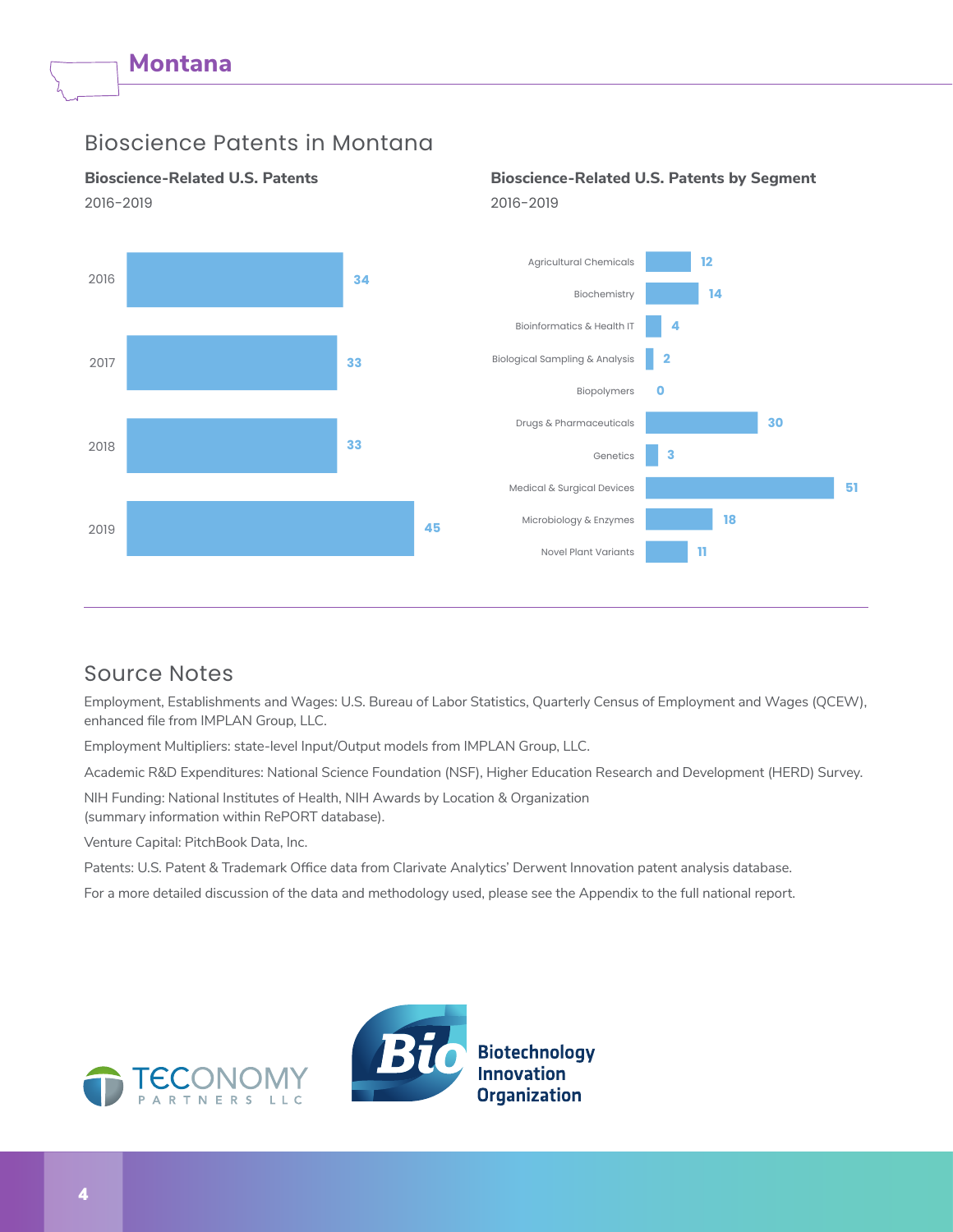# Montana

## Bioscience Patents in Montana

**Bioscience-Related U.S. Patents**

2016–2019

2016
34

2017
33

2018
33

2019
45

**Bioscience-Related U.S. Patents by Segment**

2016–2019

Agricultural Chemicals
12

Biochemistry
14

Bioinformatics & Health IT
4

Biological Sampling & Analysis
2

Biopolymers
0

Drugs & Pharmaceuticals
30

Genetics
3

Medical & Surgical Devices
51

Microbiology & Enzymes
18

Novel Plant Variants
11

## Source Notes

Employment, Establishments and Wages: U.S. Bureau of Labor Statistics, Quarterly Census of Employment and Wages (QCEW), enhanced file from IMPLAN Group, LLC.

Employment Multipliers: state-level Input/Output models from IMPLAN Group, LLC.

Academic R&D Expenditures: National Science Foundation (NSF), Higher Education Research and Development (HERD) Survey.

NIH Funding: National Institutes of Health, NIH Awards by Location & Organization
(summary information within RePORT database).

Venture Capital: PitchBook Data, Inc.

Patents: U.S. Patent & Trademark Office data from Clarivate Analytics' Derwent Innovation patent analysis database.

For a more detailed discussion of the data and methodology used, please see the Appendix to the full national report.

TECONOMY PARTNERS LLC

Bio Biotechnology Innovation Organization